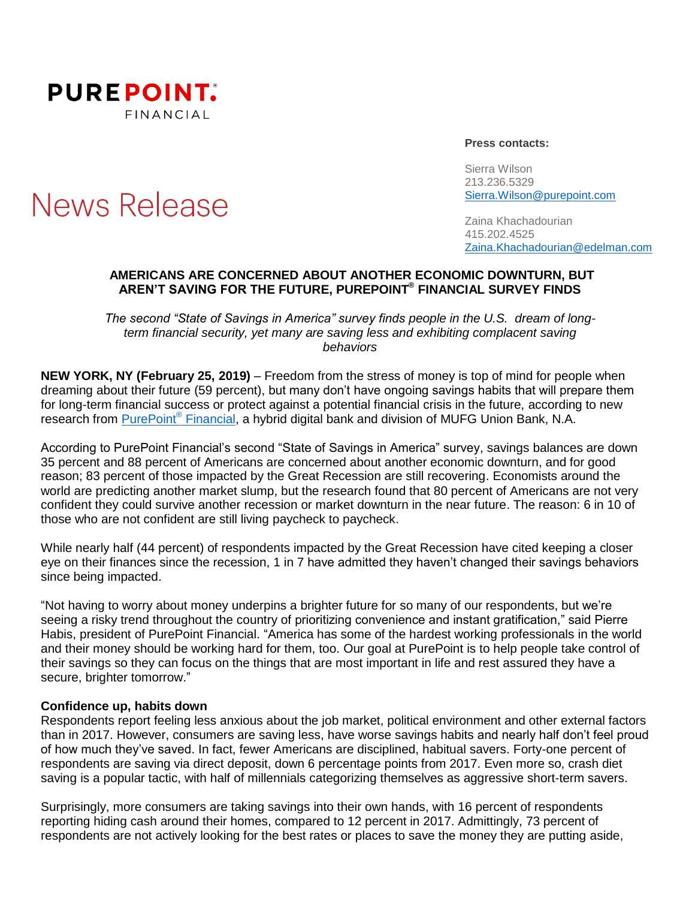**PUREPOINT.®**
FINANCIAL

# News Release

**Press contacts:**

Sierra Wilson
213.236.5329
Sierra.Wilson@purepoint.com

Zaina Khachadourian
415.202.4525
Zaina.Khachadourian@edelman.com

## AMERICANS ARE CONCERNED ABOUT ANOTHER ECONOMIC DOWNTURN, BUT AREN'T SAVING FOR THE FUTURE, PUREPOINT® FINANCIAL SURVEY FINDS

*The second "State of Savings in America" survey finds people in the U.S. dream of long-term financial security, yet many are saving less and exhibiting complacent saving behaviors*

**NEW YORK, NY (February 25, 2019)** – Freedom from the stress of money is top of mind for people when dreaming about their future (59 percent), but many don't have ongoing savings habits that will prepare them for long-term financial success or protect against a potential financial crisis in the future, according to new research from PurePoint® Financial, a hybrid digital bank and division of MUFG Union Bank, N.A.

According to PurePoint Financial's second "State of Savings in America" survey, savings balances are down 35 percent and 88 percent of Americans are concerned about another economic downturn, and for good reason; 83 percent of those impacted by the Great Recession are still recovering. Economists around the world are predicting another market slump, but the research found that 80 percent of Americans are not very confident they could survive another recession or market downturn in the near future. The reason: 6 in 10 of those who are not confident are still living paycheck to paycheck.

While nearly half (44 percent) of respondents impacted by the Great Recession have cited keeping a closer eye on their finances since the recession, 1 in 7 have admitted they haven't changed their savings behaviors since being impacted.

"Not having to worry about money underpins a brighter future for so many of our respondents, but we're seeing a risky trend throughout the country of prioritizing convenience and instant gratification," said Pierre Habis, president of PurePoint Financial. "America has some of the hardest working professionals in the world and their money should be working hard for them, too. Our goal at PurePoint is to help people take control of their savings so they can focus on the things that are most important in life and rest assured they have a secure, brighter tomorrow."

**Confidence up, habits down**

Respondents report feeling less anxious about the job market, political environment and other external factors than in 2017. However, consumers are saving less, have worse savings habits and nearly half don't feel proud of how much they've saved. In fact, fewer Americans are disciplined, habitual savers. Forty-one percent of respondents are saving via direct deposit, down 6 percentage points from 2017. Even more so, crash diet saving is a popular tactic, with half of millennials categorizing themselves as aggressive short-term savers.

Surprisingly, more consumers are taking savings into their own hands, with 16 percent of respondents reporting hiding cash around their homes, compared to 12 percent in 2017. Admittingly, 73 percent of respondents are not actively looking for the best rates or places to save the money they are putting aside,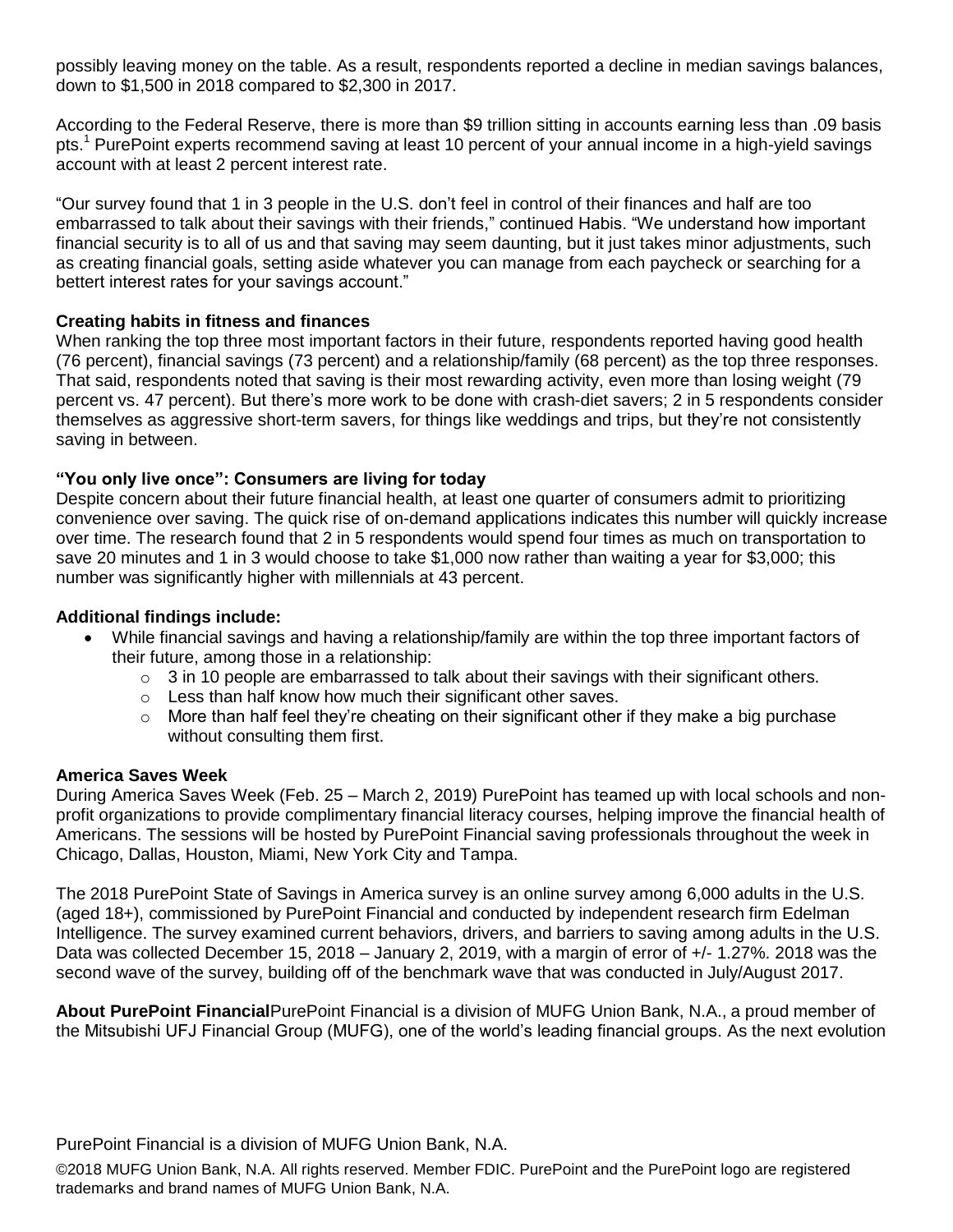possibly leaving money on the table. As a result, respondents reported a decline in median savings balances, down to $1,500 in 2018 compared to $2,300 in 2017.

According to the Federal Reserve, there is more than $9 trillion sitting in accounts earning less than .09 basis pts.[1] PurePoint experts recommend saving at least 10 percent of your annual income in a high-yield savings account with at least 2 percent interest rate.

"Our survey found that 1 in 3 people in the U.S. don't feel in control of their finances and half are too embarrassed to talk about their savings with their friends," continued Habis. "We understand how important financial security is to all of us and that saving may seem daunting, but it just takes minor adjustments, such as creating financial goals, setting aside whatever you can manage from each paycheck or searching for a bettert interest rates for your savings account."

**Creating habits in fitness and finances**

When ranking the top three most important factors in their future, respondents reported having good health (76 percent), financial savings (73 percent) and a relationship/family (68 percent) as the top three responses. That said, respondents noted that saving is their most rewarding activity, even more than losing weight (79 percent vs. 47 percent). But there's more work to be done with crash-diet savers; 2 in 5 respondents consider themselves as aggressive short-term savers, for things like weddings and trips, but they're not consistently saving in between.

**"You only live once": Consumers are living for today**

Despite concern about their future financial health, at least one quarter of consumers admit to prioritizing convenience over saving. The quick rise of on-demand applications indicates this number will quickly increase over time. The research found that 2 in 5 respondents would spend four times as much on transportation to save 20 minutes and 1 in 3 would choose to take $1,000 now rather than waiting a year for $3,000; this number was significantly higher with millennials at 43 percent.

**Additional findings include:**

- While financial savings and having a relationship/family are within the top three important factors of their future, among those in a relationship:
  - 3 in 10 people are embarrassed to talk about their savings with their significant others.
  - Less than half know how much their significant other saves.
  - More than half feel they're cheating on their significant other if they make a big purchase without consulting them first.

**America Saves Week**

During America Saves Week (Feb. 25 – March 2, 2019) PurePoint has teamed up with local schools and non-profit organizations to provide complimentary financial literacy courses, helping improve the financial health of Americans. The sessions will be hosted by PurePoint Financial saving professionals throughout the week in Chicago, Dallas, Houston, Miami, New York City and Tampa.

The 2018 PurePoint State of Savings in America survey is an online survey among 6,000 adults in the U.S. (aged 18+), commissioned by PurePoint Financial and conducted by independent research firm Edelman Intelligence. The survey examined current behaviors, drivers, and barriers to saving among adults in the U.S. Data was collected December 15, 2018 – January 2, 2019, with a margin of error of +/- 1.27%. 2018 was the second wave of the survey, building off of the benchmark wave that was conducted in July/August 2017.

**About PurePoint Financial**PurePoint Financial is a division of MUFG Union Bank, N.A., a proud member of the Mitsubishi UFJ Financial Group (MUFG), one of the world's leading financial groups. As the next evolution

PurePoint Financial is a division of MUFG Union Bank, N.A.

©2018 MUFG Union Bank, N.A. All rights reserved. Member FDIC. PurePoint and the PurePoint logo are registered trademarks and brand names of MUFG Union Bank, N.A.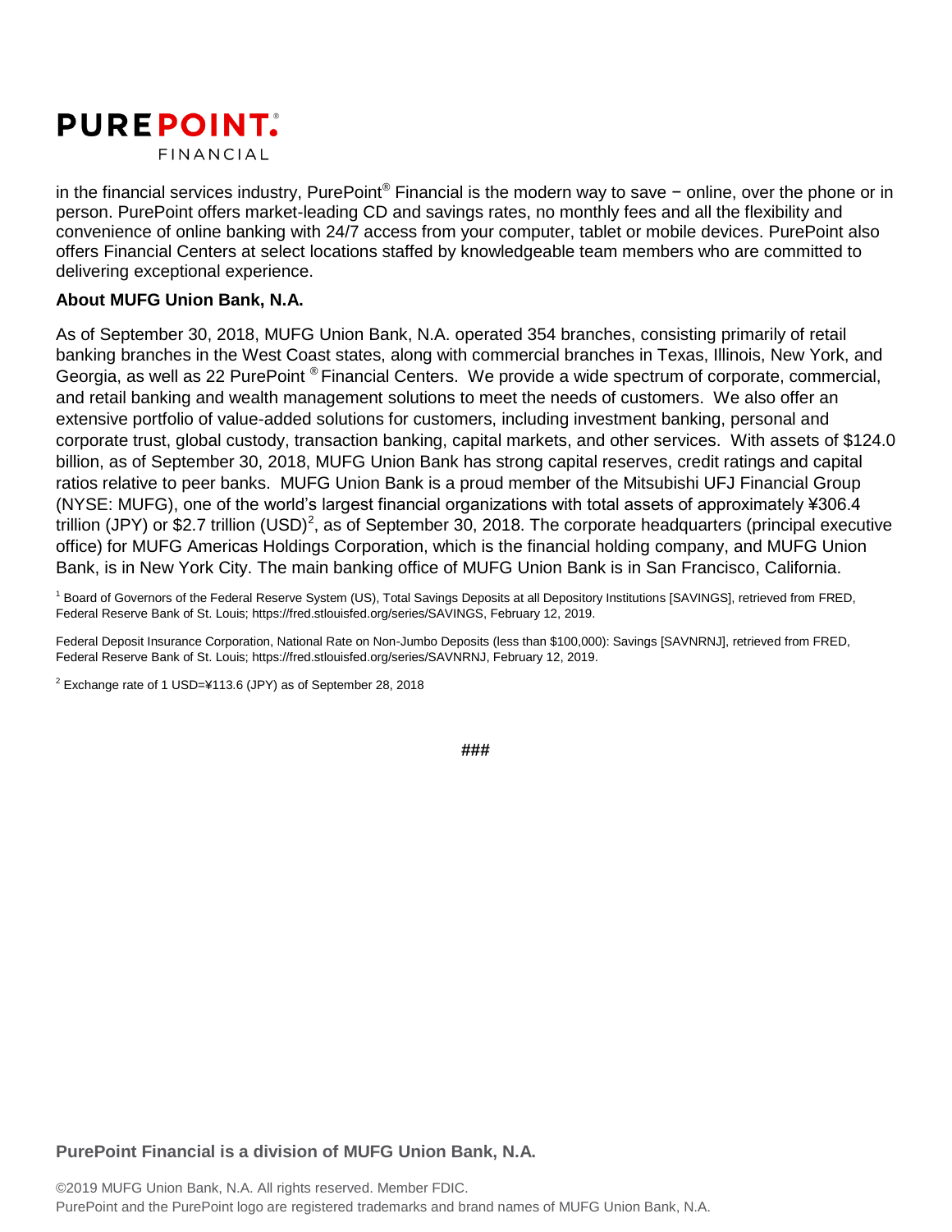in the financial services industry, PurePoint® Financial is the modern way to save − online, over the phone or in person. PurePoint offers market-leading CD and savings rates, no monthly fees and all the flexibility and convenience of online banking with 24/7 access from your computer, tablet or mobile devices. PurePoint also offers Financial Centers at select locations staffed by knowledgeable team members who are committed to delivering exceptional experience.

**About MUFG Union Bank, N.A.**

As of September 30, 2018, MUFG Union Bank, N.A. operated 354 branches, consisting primarily of retail banking branches in the West Coast states, along with commercial branches in Texas, Illinois, New York, and Georgia, as well as 22 PurePoint ® Financial Centers. We provide a wide spectrum of corporate, commercial, and retail banking and wealth management solutions to meet the needs of customers. We also offer an extensive portfolio of value-added solutions for customers, including investment banking, personal and corporate trust, global custody, transaction banking, capital markets, and other services. With assets of $124.0 billion, as of September 30, 2018, MUFG Union Bank has strong capital reserves, credit ratings and capital ratios relative to peer banks. MUFG Union Bank is a proud member of the Mitsubishi UFJ Financial Group (NYSE: MUFG), one of the world's largest financial organizations with total assets of approximately ¥306.4 trillion (JPY) or $2.7 trillion (USD)[2], as of September 30, 2018. The corporate headquarters (principal executive office) for MUFG Americas Holdings Corporation, which is the financial holding company, and MUFG Union Bank, is in New York City. The main banking office of MUFG Union Bank is in San Francisco, California.

[1] Board of Governors of the Federal Reserve System (US), Total Savings Deposits at all Depository Institutions [SAVINGS], retrieved from FRED, Federal Reserve Bank of St. Louis; https://fred.stlouisfed.org/series/SAVINGS, February 12, 2019.

Federal Deposit Insurance Corporation, National Rate on Non-Jumbo Deposits (less than $100,000): Savings [SAVNRNJ], retrieved from FRED, Federal Reserve Bank of St. Louis; https://fred.stlouisfed.org/series/SAVNRNJ, February 12, 2019.

[2] Exchange rate of 1 USD=¥113.6 (JPY) as of September 28, 2018

###

**PurePoint Financial is a division of MUFG Union Bank, N.A.**

©2019 MUFG Union Bank, N.A. All rights reserved. Member FDIC.
PurePoint and the PurePoint logo are registered trademarks and brand names of MUFG Union Bank, N.A.